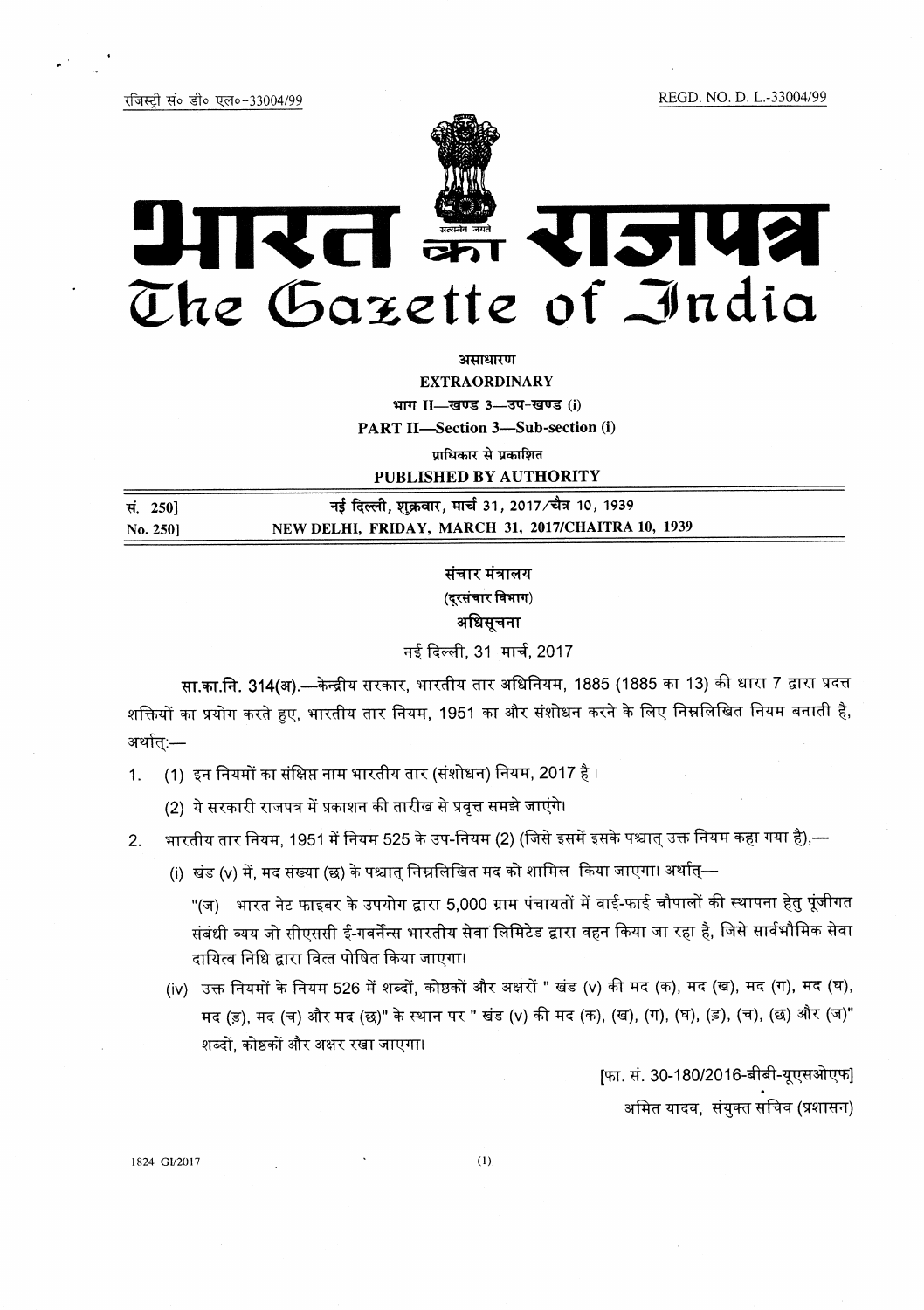रजिस्ट्री सं० डी० एल०-33004/99 REGD. NO. D. L.-33004/99

# भारत का राजपत्र
# The Gazette of India

असाधारण

**EXTRAORDINARY**

भाग II—खण्ड 3—उप-खण्ड (i)

**PART II—Section 3—Sub-section (i)**

प्राधिकार से प्रकाशित

**PUBLISHED BY AUTHORITY**

| | |
|---|---|
| **सं. 250]** | **नई दिल्ली, शुक्रवार, मार्च 31, 2017/चैत्र 10, 1939** |
| **No. 250]** | **NEW DELHI, FRIDAY, MARCH 31, 2017/CHAITRA 10, 1939** |

## संचार मंत्रालय

### (दूरसंचार विभाग)

### अधिसूचना

नई दिल्ली, 31 मार्च, 2017

**सा.का.नि. 314(अ).**—केन्द्रीय सरकार, भारतीय तार अधिनियम, 1885 (1885 का 13) की धारा 7 द्वारा प्रदत्त शक्तियों का प्रयोग करते हुए, भारतीय तार नियम, 1951 का और संशोधन करने के लिए निम्नलिखित नियम बनाती है, अर्थात्:—

1. (1) इन नियमों का संक्षिप्त नाम भारतीय तार (संशोधन) नियम, 2017 है ।

   (2) ये सरकारी राजपत्र में प्रकाशन की तारीख से प्रवृत्त समझे जाएंगे।

2. भारतीय तार नियम, 1951 में नियम 525 के उप-नियम (2) (जिसे इसमें इसके पश्चात् उक्त नियम कहा गया है),—

   (i) खंड (v) में, मद संख्या (छ) के पश्चात् निम्नलिखित मद को शामिल किया जाएगा। अर्थात्—

   "(ज) भारत नेट फाइबर के उपयोग द्वारा 5,000 ग्राम पंचायतों में वाई-फाई चौपालों की स्थापना हेतु पूंजीगत संबंधी व्यय जो सीएससी ई-गवर्नेन्स भारतीय सेवा लिमिटेड द्वारा वहन किया जा रहा है, जिसे सार्वभौमिक सेवा दायित्व निधि द्वारा वित्त पोषित किया जाएगा।

   (iv) उक्त नियमों के नियम 526 में शब्दों, कोष्ठकों और अक्षरों " खंड (v) की मद (क), मद (ख), मद (ग), मद (घ), मद (ङ), मद (च) और मद (छ)" के स्थान पर " खंड (v) की मद (क), (ख), (ग), (घ), (ङ), (च), (छ) और (ज)" शब्दों, कोष्ठकों और अक्षर रखा जाएगा।

[फा. सं. 30-180/2016-बीबी-यूएसओएफ]

अमित यादव, संयुक्त सचिव (प्रशासन)

1824 GI/2017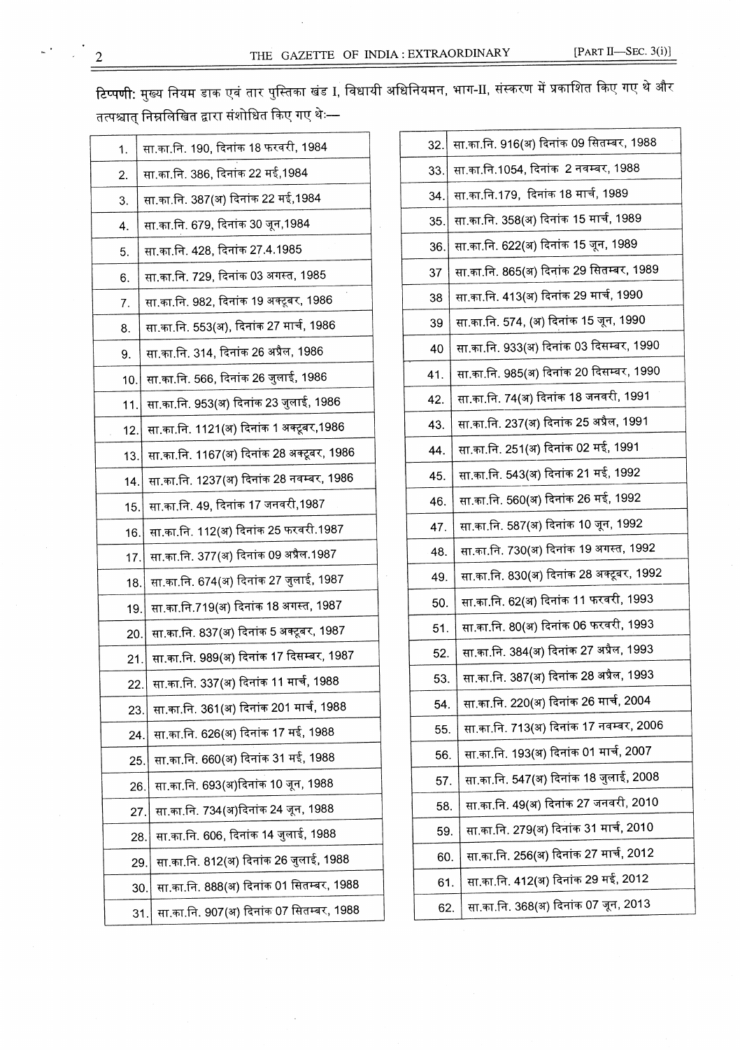**टिप्पणी:** मुख्य नियम डाक एवं तार पुस्तिका खंड I, विधायी अधिनियमन, भाग-II, संस्करण में प्रकाशित किए गए थे और तत्पश्चात् निम्नलिखित द्वारा संशोधित किए गए थे:—

| | |
|---|---|
| 1. | सा.का.नि. 190, दिनांक 18 फरवरी, 1984 |
| 2. | सा.का.नि. 386, दिनांक 22 मई,1984 |
| 3. | सा.का.नि. 387(अ) दिनांक 22 मई,1984 |
| 4. | सा.का.नि. 679, दिनांक 30 जून,1984 |
| 5. | सा.का.नि. 428, दिनांक 27.4.1985 |
| 6. | सा.का.नि. 729, दिनांक 03 अगस्त, 1985 |
| 7. | सा.का.नि. 982, दिनांक 19 अक्टूबर, 1986 |
| 8. | सा.का.नि. 553(अ), दिनांक 27 मार्च, 1986 |
| 9. | सा.का.नि. 314, दिनांक 26 अप्रैल, 1986 |
| 10. | सा.का.नि. 566, दिनांक 26 जुलाई, 1986 |
| 11. | सा.का.नि. 953(अ) दिनांक 23 जुलाई, 1986 |
| 12. | सा.का.नि. 1121(अ) दिनांक 1 अक्टूबर,1986 |
| 13. | सा.का.नि. 1167(अ) दिनांक 28 अक्टूबर, 1986 |
| 14. | सा.का.नि. 1237(अ) दिनांक 28 नवम्बर, 1986 |
| 15. | सा.का.नि. 49, दिनांक 17 जनवरी,1987 |
| 16. | सा.का.नि. 112(अ) दिनांक 25 फरवरी.1987 |
| 17. | सा.का.नि. 377(अ) दिनांक 09 अप्रैल.1987 |
| 18. | सा.का.नि. 674(अ) दिनांक 27 जुलाई, 1987 |
| 19. | सा.का.नि.719(अ) दिनांक 18 अगस्त, 1987 |
| 20. | सा.का.नि. 837(अ) दिनांक 5 अक्टूबर, 1987 |
| 21. | सा.का.नि. 989(अ) दिनांक 17 दिसम्बर, 1987 |
| 22. | सा.का.नि. 337(अ) दिनांक 11 मार्च, 1988 |
| 23. | सा.का.नि. 361(अ) दिनांक 201 मार्च, 1988 |
| 24. | सा.का.नि. 626(अ) दिनांक 17 मई, 1988 |
| 25. | सा.का.नि. 660(अ) दिनांक 31 मई, 1988 |
| 26. | सा.का.नि. 693(अ)दिनांक 10 जून, 1988 |
| 27. | सा.का.नि. 734(अ)दिनांक 24 जून, 1988 |
| 28. | सा.का.नि. 606, दिनांक 14 जुलाई, 1988 |
| 29. | सा.का.नि. 812(अ) दिनांक 26 जुलाई, 1988 |
| 30. | सा.का.नि. 888(अ) दिनांक 01 सितम्बर, 1988 |
| 31. | सा.का.नि. 907(अ) दिनांक 07 सितम्बर, 1988 |
| 32. | सा.का.नि. 916(अ) दिनांक 09 सितम्बर, 1988 |
| 33. | सा.का.नि.1054, दिनांक 2 नवम्बर, 1988 |
| 34. | सा.का.नि.179, दिनांक 18 मार्च, 1989 |
| 35. | सा.का.नि. 358(अ) दिनांक 15 मार्च, 1989 |
| 36. | सा.का.नि. 622(अ) दिनांक 15 जून, 1989 |
| 37 | सा.का.नि. 865(अ) दिनांक 29 सितम्बर, 1989 |
| 38 | सा.का.नि. 413(अ) दिनांक 29 मार्च, 1990 |
| 39 | सा.का.नि. 574, (अ) दिनांक 15 जून, 1990 |
| 40 | सा.का.नि. 933(अ) दिनांक 03 दिसम्बर, 1990 |
| 41. | सा.का.नि. 985(अ) दिनांक 20 दिसम्बर, 1990 |
| 42. | सा.का.नि. 74(अ) दिनांक 18 जनवरी, 1991 |
| 43. | सा.का.नि. 237(अ) दिनांक 25 अप्रैल, 1991 |
| 44. | सा.का.नि. 251(अ) दिनांक 02 मई, 1991 |
| 45. | सा.का.नि. 543(अ) दिनांक 21 मई, 1992 |
| 46. | सा.का.नि. 560(अ) दिनांक 26 मई, 1992 |
| 47. | सा.का.नि. 587(अ) दिनांक 10 जून, 1992 |
| 48. | सा.का.नि. 730(अ) दिनांक 19 अगस्त, 1992 |
| 49. | सा.का.नि. 830(अ) दिनांक 28 अक्टूबर, 1992 |
| 50. | सा.का.नि. 62(अ) दिनांक 11 फरवरी, 1993 |
| 51. | सा.का.नि. 80(अ) दिनांक 06 फरवरी, 1993 |
| 52. | सा.का.नि. 384(अ) दिनांक 27 अप्रैल, 1993 |
| 53. | सा.का.नि. 387(अ) दिनांक 28 अप्रैल, 1993 |
| 54. | सा.का.नि. 220(अ) दिनांक 26 मार्च, 2004 |
| 55. | सा.का.नि. 713(अ) दिनांक 17 नवम्बर, 2006 |
| 56. | सा.का.नि. 193(अ) दिनांक 01 मार्च, 2007 |
| 57. | सा.का.नि. 547(अ) दिनांक 18 जुलाई, 2008 |
| 58. | सा.का.नि. 49(अ) दिनांक 27 जनवरी, 2010 |
| 59. | सा.का.नि. 279(अ) दिनांक 31 मार्च, 2010 |
| 60. | सा.का.नि. 256(अ) दिनांक 27 मार्च, 2012 |
| 61. | सा.का.नि. 412(अ) दिनांक 29 मई, 2012 |
| 62. | सा.का.नि. 368(अ) दिनांक 07 जून, 2013 |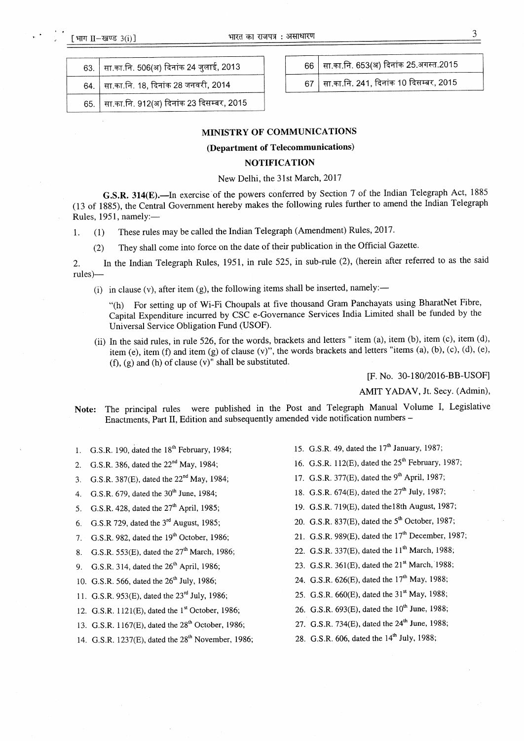| | |
|---|---|
| 63. | सा.का.नि. 506(अ) दिनांक 24 जुलाई, 2013 |
| 64. | सा.का.नि. 18, दिनांक 28 जनवरी, 2014 |
| 65. | सा.का.नि. 912(अ) दिनांक 23 दिसम्बर, 2015 |
| 66 | सा.का.नि. 653(अ) दिनांक 25.अगस्त.2015 |
| 67 | सा.का.नि. 241, दिनांक 10 दिसम्बर, 2015 |

## MINISTRY OF COMMUNICATIONS

### (Department of Telecommunications)

### NOTIFICATION

New Delhi, the 31st March, 2017

**G.S.R. 314(E).**—In exercise of the powers conferred by Section 7 of the Indian Telegraph Act, 1885 (13 of 1885), the Central Government hereby makes the following rules further to amend the Indian Telegraph Rules, 1951, namely:—

1. (1) These rules may be called the Indian Telegraph (Amendment) Rules, 2017.

   (2) They shall come into force on the date of their publication in the Official Gazette.

2. In the Indian Telegraph Rules, 1951, in rule 525, in sub-rule (2), (herein after referred to as the said rules)—

   (i) in clause (v), after item (g), the following items shall be inserted, namely:—

   "(h) For setting up of Wi-Fi Choupals at five thousand Gram Panchayats using BharatNet Fibre, Capital Expenditure incurred by CSC e-Governance Services India Limited shall be funded by the Universal Service Obligation Fund (USOF).

   (ii) In the said rules, in rule 526, for the words, brackets and letters " item (a), item (b), item (c), item (d), item (e), item (f) and item (g) of clause (v)", the words brackets and letters "items (a), (b), (c), (d), (e), (f), (g) and (h) of clause (v)" shall be substituted.

[F. No. 30-180/2016-BB-USOF]

AMIT YADAV, Jt. Secy. (Admin),

**Note:** The principal rules were published in the Post and Telegraph Manual Volume I, Legislative Enactments, Part II, Edition and subsequently amended vide notification numbers –

1. G.S.R. 190, dated the 18th February, 1984;
2. G.S.R. 386, dated the 22nd May, 1984;
3. G.S.R. 387(E), dated the 22nd May, 1984;
4. G.S.R. 679, dated the 30th June, 1984;
5. G.S.R. 428, dated the 27th April, 1985;
6. G.S.R 729, dated the 3rd August, 1985;
7. G.S.R. 982, dated the 19th October, 1986;
8. G.S.R. 553(E), dated the 27th March, 1986;
9. G.S.R. 314, dated the 26th April, 1986;
10. G.S.R. 566, dated the 26th July, 1986;
11. G.S.R. 953(E), dated the 23rd July, 1986;
12. G.S.R. 1121(E), dated the 1st October, 1986;
13. G.S.R. 1167(E), dated the 28th October, 1986;
14. G.S.R. 1237(E), dated the 28th November, 1986;
15. G.S.R. 49, dated the 17th January, 1987;
16. G.S.R. 112(E), dated the 25th February, 1987;
17. G.S.R. 377(E), dated the 9th April, 1987;
18. G.S.R. 674(E), dated the 27th July, 1987;
19. G.S.R. 719(E), dated the18th August, 1987;
20. G.S.R. 837(E), dated the 5th October, 1987;
21. G.S.R. 989(E), dated the 17th December, 1987;
22. G.S.R. 337(E), dated the 11th March, 1988;
23. G.S.R. 361(E), dated the 21st March, 1988;
24. G.S.R. 626(E), dated the 17th May, 1988;
25. G.S.R. 660(E), dated the 31st May, 1988;
26. G.S.R. 693(E), dated the 10th June, 1988;
27. G.S.R. 734(E), dated the 24th June, 1988;
28. G.S.R. 606, dated the 14th July, 1988;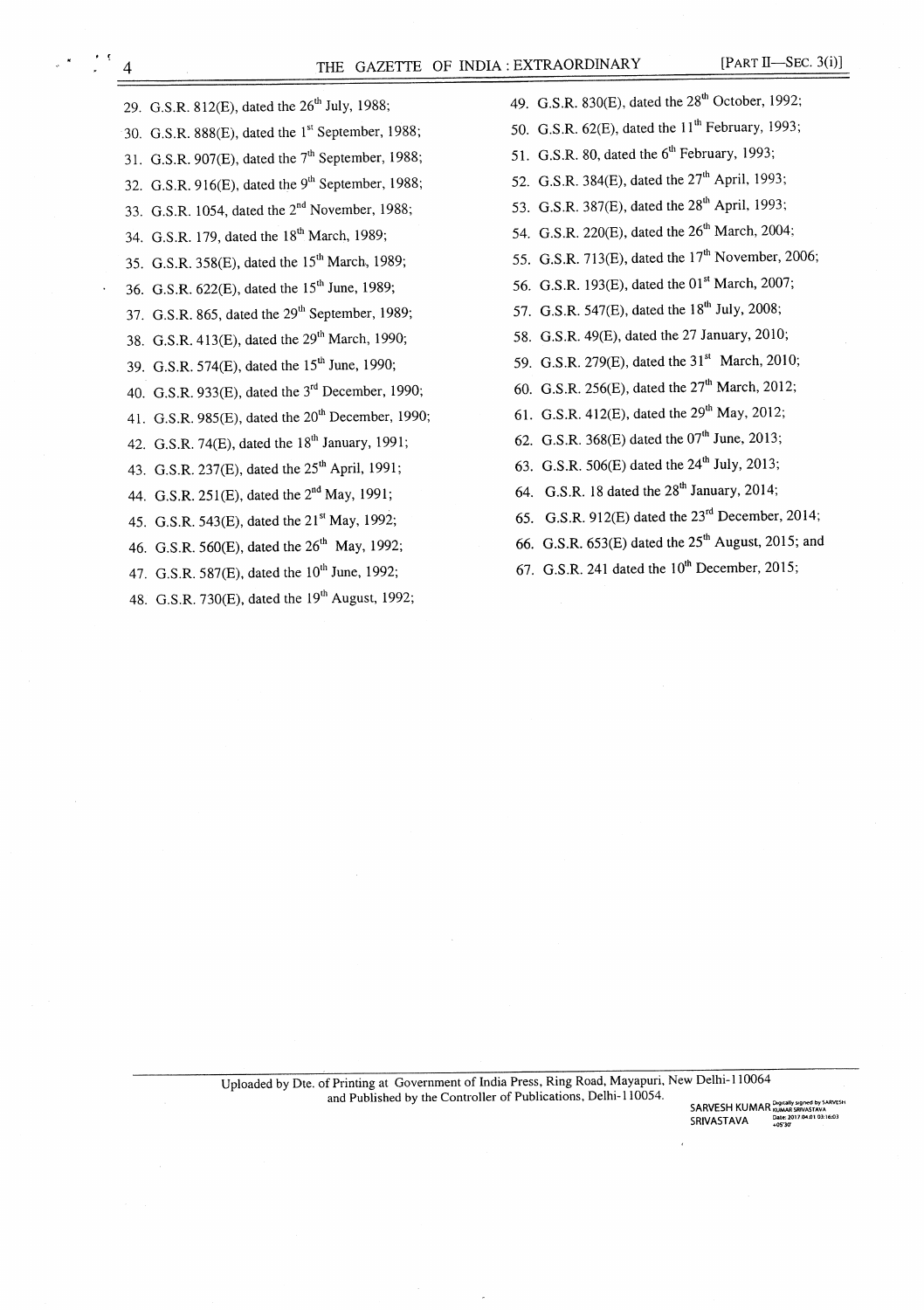29. G.S.R. 812(E), dated the 26th July, 1988;
30. G.S.R. 888(E), dated the 1st September, 1988;
31. G.S.R. 907(E), dated the 7th September, 1988;
32. G.S.R. 916(E), dated the 9th September, 1988;
33. G.S.R. 1054, dated the 2nd November, 1988;
34. G.S.R. 179, dated the 18th March, 1989;
35. G.S.R. 358(E), dated the 15th March, 1989;
36. G.S.R. 622(E), dated the 15th June, 1989;
37. G.S.R. 865, dated the 29th September, 1989;
38. G.S.R. 413(E), dated the 29th March, 1990;
39. G.S.R. 574(E), dated the 15th June, 1990;
40. G.S.R. 933(E), dated the 3rd December, 1990;
41. G.S.R. 985(E), dated the 20th December, 1990;
42. G.S.R. 74(E), dated the 18th January, 1991;
43. G.S.R. 237(E), dated the 25th April, 1991;
44. G.S.R. 251(E), dated the 2nd May, 1991;
45. G.S.R. 543(E), dated the 21st May, 1992;
46. G.S.R. 560(E), dated the 26th May, 1992;
47. G.S.R. 587(E), dated the 10th June, 1992;
48. G.S.R. 730(E), dated the 19th August, 1992;
49. G.S.R. 830(E), dated the 28th October, 1992;
50. G.S.R. 62(E), dated the 11th February, 1993;
51. G.S.R. 80, dated the 6th February, 1993;
52. G.S.R. 384(E), dated the 27th April, 1993;
53. G.S.R. 387(E), dated the 28th April, 1993;
54. G.S.R. 220(E), dated the 26th March, 2004;
55. G.S.R. 713(E), dated the 17th November, 2006;
56. G.S.R. 193(E), dated the 01st March, 2007;
57. G.S.R. 547(E), dated the 18th July, 2008;
58. G.S.R. 49(E), dated the 27 January, 2010;
59. G.S.R. 279(E), dated the 31st March, 2010;
60. G.S.R. 256(E), dated the 27th March, 2012;
61. G.S.R. 412(E), dated the 29th May, 2012;
62. G.S.R. 368(E) dated the 07th June, 2013;
63. G.S.R. 506(E) dated the 24th July, 2013;
64. G.S.R. 18 dated the 28th January, 2014;
65. G.S.R. 912(E) dated the 23rd December, 2014;
66. G.S.R. 653(E) dated the 25th August, 2015; and
67. G.S.R. 241 dated the 10th December, 2015;

Uploaded by Dte. of Printing at Government of India Press, Ring Road, Mayapuri, New Delhi-110064 and Published by the Controller of Publications, Delhi-110054.

SARVESH KUMAR SRIVASTAVA Digitally signed by SARVESH KUMAR SRIVASTAVA Date: 2017.04.01 03:16:03 +05'30'